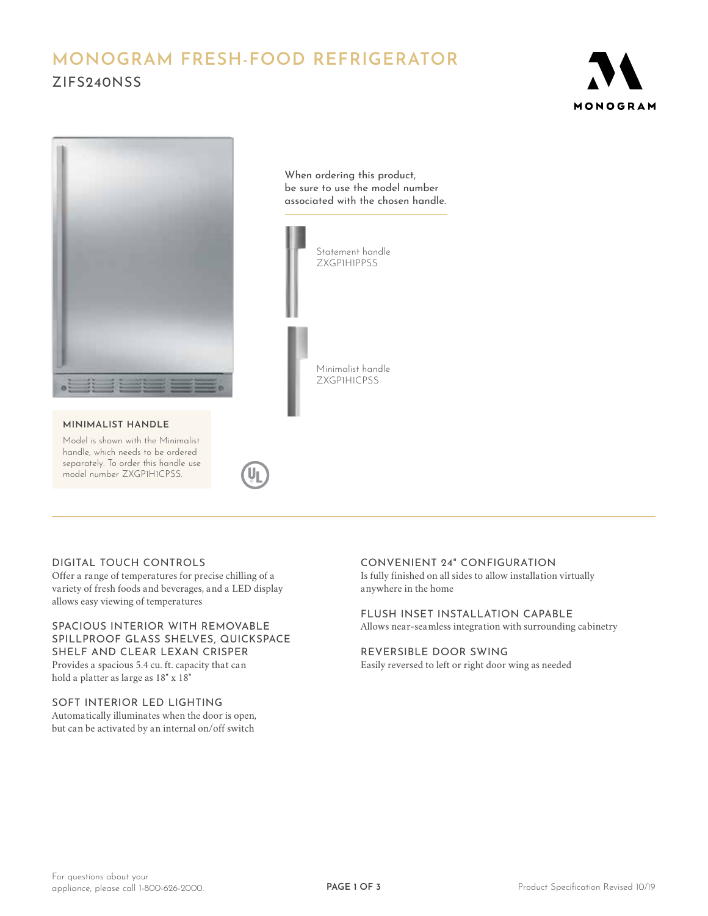# MONOGRAM FRESH-FOOD REFRIGERATOR

## ZIFS240NSS

MONOGRAM

When ordering this product, be sure to use the model number associated with the chosen handle.

Statement handle
ZXGP1H1PPSS

Minimalist handle
ZXGP1H1CPSS

### MINIMALIST HANDLE

Model is shown with the Minimalist handle, which needs to be ordered separately. To order this handle use model number ZXGP1H1CPSS.

### DIGITAL TOUCH CONTROLS

Offer a range of temperatures for precise chilling of a variety of fresh foods and beverages, and a LED display allows easy viewing of temperatures

### SPACIOUS INTERIOR WITH REMOVABLE SPILLPROOF GLASS SHELVES, QUICKSPACE SHELF AND CLEAR LEXAN CRISPER

Provides a spacious 5.4 cu. ft. capacity that can hold a platter as large as 18" x 18"

### SOFT INTERIOR LED LIGHTING

Automatically illuminates when the door is open, but can be activated by an internal on/off switch

### CONVENIENT 24" CONFIGURATION

Is fully finished on all sides to allow installation virtually anywhere in the home

### FLUSH INSET INSTALLATION CAPABLE

Allows near-seamless integration with surrounding cabinetry

### REVERSIBLE DOOR SWING

Easily reversed to left or right door wing as needed

For questions about your appliance, please call 1-800-626-2000.

Product Specification Revised 10/19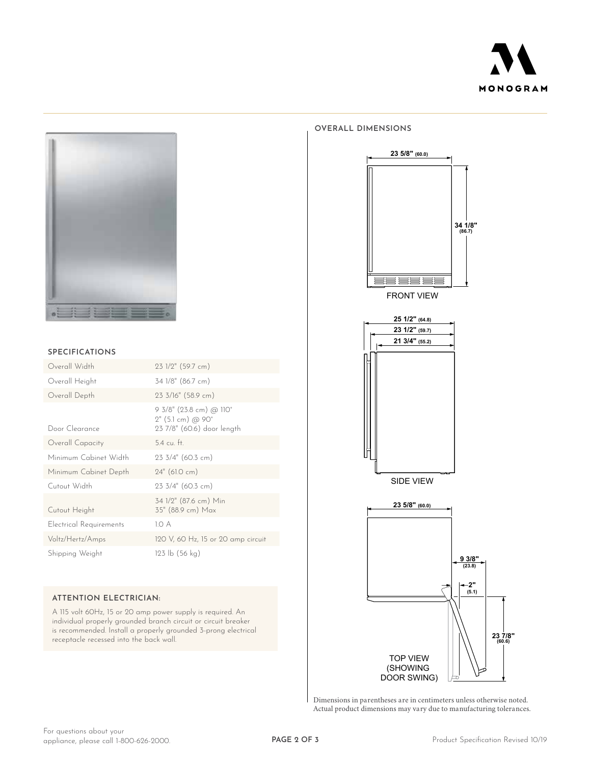## SPECIFICATIONS

| | |
|---|---|
| Overall Width | 23 1/2" (59.7 cm) |
| Overall Height | 34 1/8" (86.7 cm) |
| Overall Depth | 23 3/16" (58.9 cm) |
| Door Clearance | 9 3/8" (23.8 cm) @ 110°<br>2" (5.1 cm) @ 90°<br>23 7/8" (60.6) door length |
| Overall Capacity | 5.4 cu. ft. |
| Minimum Cabinet Width | 23 3/4" (60.3 cm) |
| Minimum Cabinet Depth | 24" (61.0 cm) |
| Cutout Width | 23 3/4" (60.3 cm) |
| Cutout Height | 34 1/2" (87.6 cm) Min<br>35" (88.9 cm) Max |
| Electrical Requirements | 1.0 A |
| Voltz/Hertz/Amps | 120 V, 60 Hz, 15 or 20 amp circuit |
| Shipping Weight | 123 lb (56 kg) |

### ATTENTION ELECTRICIAN:

A 115 volt 60Hz, 15 or 20 amp power supply is required. An individual properly grounded branch circuit or circuit breaker is recommended. Install a properly grounded 3-prong electrical receptacle recessed into the back wall.

## OVERALL DIMENSIONS

23 5/8" (60.0)

34 1/8" (86.7)

FRONT VIEW

25 1/2" (64.8)

23 1/2" (59.7)

21 3/4" (55.2)

SIDE VIEW

23 5/8" (60.0)

9 3/8" (23.8)

2" (5.1)

23 7/8" (60.6)

TOP VIEW (SHOWING DOOR SWING)

Dimensions in parentheses are in centimeters unless otherwise noted.
Actual product dimensions may vary due to manufacturing tolerances.

For questions about your appliance, please call 1-800-626-2000.

Product Specification Revised 10/19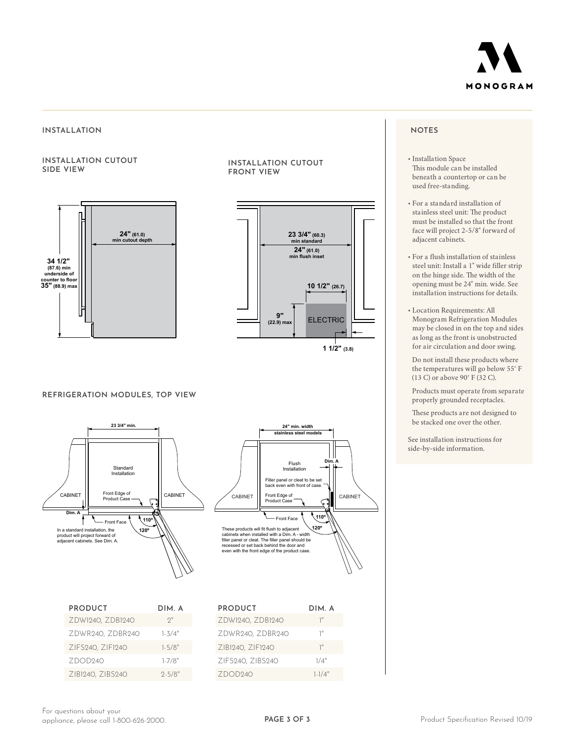## INSTALLATION

### INSTALLATION CUTOUT SIDE VIEW

24" (61.0)
min cutout depth

34 1/2"
(87.6) min
underside of
counter to floor
35" (88.9) max

### INSTALLATION CUTOUT FRONT VIEW

23 3/4" (60.3)
min standard

24" (61.0)
min flush inset

10 1/2" (26.7)

9"
(22.9) max

ELECTRIC

1 1/2" (3.8)

### REFRIGERATION MODULES, TOP VIEW

23 3/4" min.

Standard Installation

CABINET

Front Edge of Product Case

CABINET

Dim. A

Front Face

110º

120º

In a standard installation, the product will project forward of adjacent cabinets. See Dim. A.

24" min. width
stainless steel models

Flush Installation

Dim. A

Filler panel or cleat to be set back even with front of case.

CABINET

Front Edge of Product Case

CABINET

Front Face

110º

120º

These products will fit flush to adjacent cabinets when installed with a Dim. A - width filler panel or cleat. The filler panel should be recessed or set back behind the door and even with the front edge of the product case.

| PRODUCT | DIM. A |
|---|---|
| ZDWI240, ZDBI240 | 2" |
| ZDWR240, ZDBR240 | 1-3/4" |
| ZIFS240, ZIFI240 | 1-5/8" |
| ZDOD240 | 1-7/8" |
| ZIBI240, ZIBS240 | 2-5/8" |

| PRODUCT | DIM. A |
|---|---|
| ZDWI240, ZDBI240 | 1" |
| ZDWR240, ZDBR240 | 1" |
| ZIBI240, ZIFI240 | 1" |
| ZIFS240, ZIBS240 | 1/4" |
| ZDOD240 | 1-1/4" |

## NOTES

- Installation Space
  This module can be installed beneath a countertop or can be used free-standing.
- For a standard installation of stainless steel unit: The product must be installed so that the front face will project 2-5/8" forward of adjacent cabinets.
- For a flush installation of stainless steel unit: Install a 1" wide filler strip on the hinge side. The width of the opening must be 24" min. wide. See installation instructions for details.
- Location Requirements: All Monogram Refrigeration Modules may be closed in on the top and sides as long as the front is unobstructed for air circulation and door swing.

  Do not install these products where the temperatures will go below 55° F (13 C) or above 90° F (32 C).

  Products must operate from separate properly grounded receptacles.

  These products are not designed to be stacked one over the other.

See installation instructions for side-by-side information.

For questions about your appliance, please call 1-800-626-2000.

Product Specification Revised 10/19